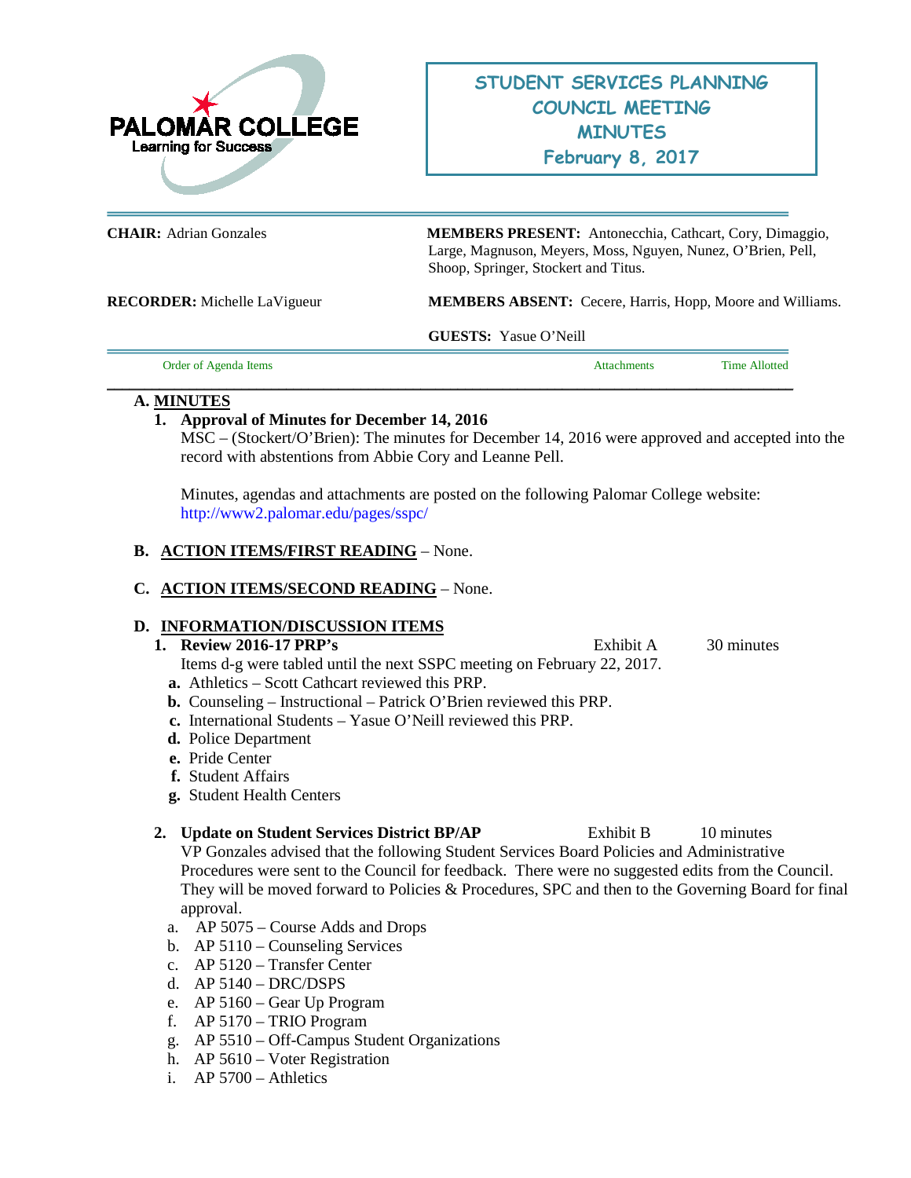PALOMAR COLLEGE
Learning for Success

# STUDENT SERVICES PLANNING COUNCIL MEETING MINUTES
## February 8, 2017

**CHAIR:** Adrian Gonzales

**MEMBERS PRESENT:** Antonecchia, Cathcart, Cory, Dimaggio, Large, Magnuson, Meyers, Moss, Nguyen, Nunez, O'Brien, Pell, Shoop, Springer, Stockert and Titus.

**RECORDER:** Michelle LaVigueur

**MEMBERS ABSENT:** Cecere, Harris, Hopp, Moore and Williams.

**GUESTS:** Yasue O'Neill

| Order of Agenda Items | Attachments | Time Allotted |
|---|---|---|

**A. MINUTES**

1. **Approval of Minutes for December 14, 2016**
   MSC – (Stockert/O'Brien): The minutes for December 14, 2016 were approved and accepted into the record with abstentions from Abbie Cory and Leanne Pell.

   Minutes, agendas and attachments are posted on the following Palomar College website: http://www2.palomar.edu/pages/sspc/

**B. ACTION ITEMS/FIRST READING** – None.

**C. ACTION ITEMS/SECOND READING** – None.

**D. INFORMATION/DISCUSSION ITEMS**

1. **Review 2016-17 PRP's** — Exhibit A — 30 minutes
   Items d-g were tabled until the next SSPC meeting on February 22, 2017.
   - **a.** Athletics – Scott Cathcart reviewed this PRP.
   - **b.** Counseling – Instructional – Patrick O'Brien reviewed this PRP.
   - **c.** International Students – Yasue O'Neill reviewed this PRP.
   - **d.** Police Department
   - **e.** Pride Center
   - **f.** Student Affairs
   - **g.** Student Health Centers

2. **Update on Student Services District BP/AP** — Exhibit B — 10 minutes
   VP Gonzales advised that the following Student Services Board Policies and Administrative Procedures were sent to the Council for feedback. There were no suggested edits from the Council. They will be moved forward to Policies & Procedures, SPC and then to the Governing Board for final approval.
   - a. AP 5075 – Course Adds and Drops
   - b. AP 5110 – Counseling Services
   - c. AP 5120 – Transfer Center
   - d. AP 5140 – DRC/DSPS
   - e. AP 5160 – Gear Up Program
   - f. AP 5170 – TRIO Program
   - g. AP 5510 – Off-Campus Student Organizations
   - h. AP 5610 – Voter Registration
   - i. AP 5700 – Athletics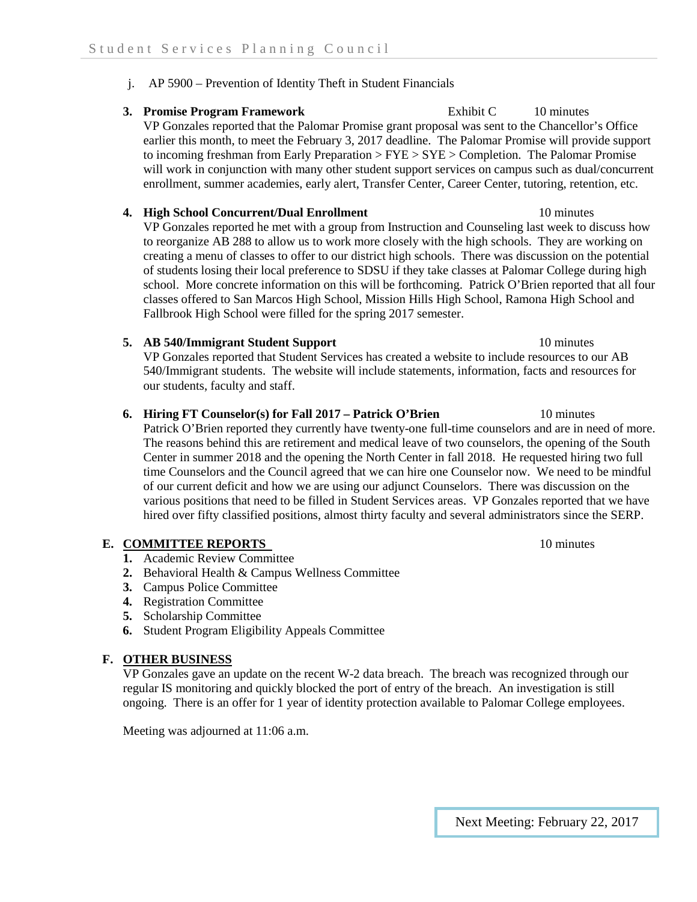j. AP 5900 – Prevention of Identity Theft in Student Financials

**3. Promise Program Framework** Exhibit C 10 minutes

VP Gonzales reported that the Palomar Promise grant proposal was sent to the Chancellor's Office earlier this month, to meet the February 3, 2017 deadline. The Palomar Promise will provide support to incoming freshman from Early Preparation > FYE > SYE > Completion. The Palomar Promise will work in conjunction with many other student support services on campus such as dual/concurrent enrollment, summer academies, early alert, Transfer Center, Career Center, tutoring, retention, etc.

**4. High School Concurrent/Dual Enrollment** 10 minutes

VP Gonzales reported he met with a group from Instruction and Counseling last week to discuss how to reorganize AB 288 to allow us to work more closely with the high schools. They are working on creating a menu of classes to offer to our district high schools. There was discussion on the potential of students losing their local preference to SDSU if they take classes at Palomar College during high school. More concrete information on this will be forthcoming. Patrick O'Brien reported that all four classes offered to San Marcos High School, Mission Hills High School, Ramona High School and Fallbrook High School were filled for the spring 2017 semester.

**5. AB 540/Immigrant Student Support** 10 minutes

VP Gonzales reported that Student Services has created a website to include resources to our AB 540/Immigrant students. The website will include statements, information, facts and resources for our students, faculty and staff.

**6. Hiring FT Counselor(s) for Fall 2017 – Patrick O'Brien** 10 minutes

Patrick O'Brien reported they currently have twenty-one full-time counselors and are in need of more. The reasons behind this are retirement and medical leave of two counselors, the opening of the South Center in summer 2018 and the opening the North Center in fall 2018. He requested hiring two full time Counselors and the Council agreed that we can hire one Counselor now. We need to be mindful of our current deficit and how we are using our adjunct Counselors. There was discussion on the various positions that need to be filled in Student Services areas. VP Gonzales reported that we have hired over fifty classified positions, almost thirty faculty and several administrators since the SERP.

## E. COMMITTEE REPORTS 10 minutes

1. Academic Review Committee
2. Behavioral Health & Campus Wellness Committee
3. Campus Police Committee
4. Registration Committee
5. Scholarship Committee
6. Student Program Eligibility Appeals Committee

## F. OTHER BUSINESS

VP Gonzales gave an update on the recent W-2 data breach. The breach was recognized through our regular IS monitoring and quickly blocked the port of entry of the breach. An investigation is still ongoing. There is an offer for 1 year of identity protection available to Palomar College employees.

Meeting was adjourned at 11:06 a.m.

Next Meeting: February 22, 2017